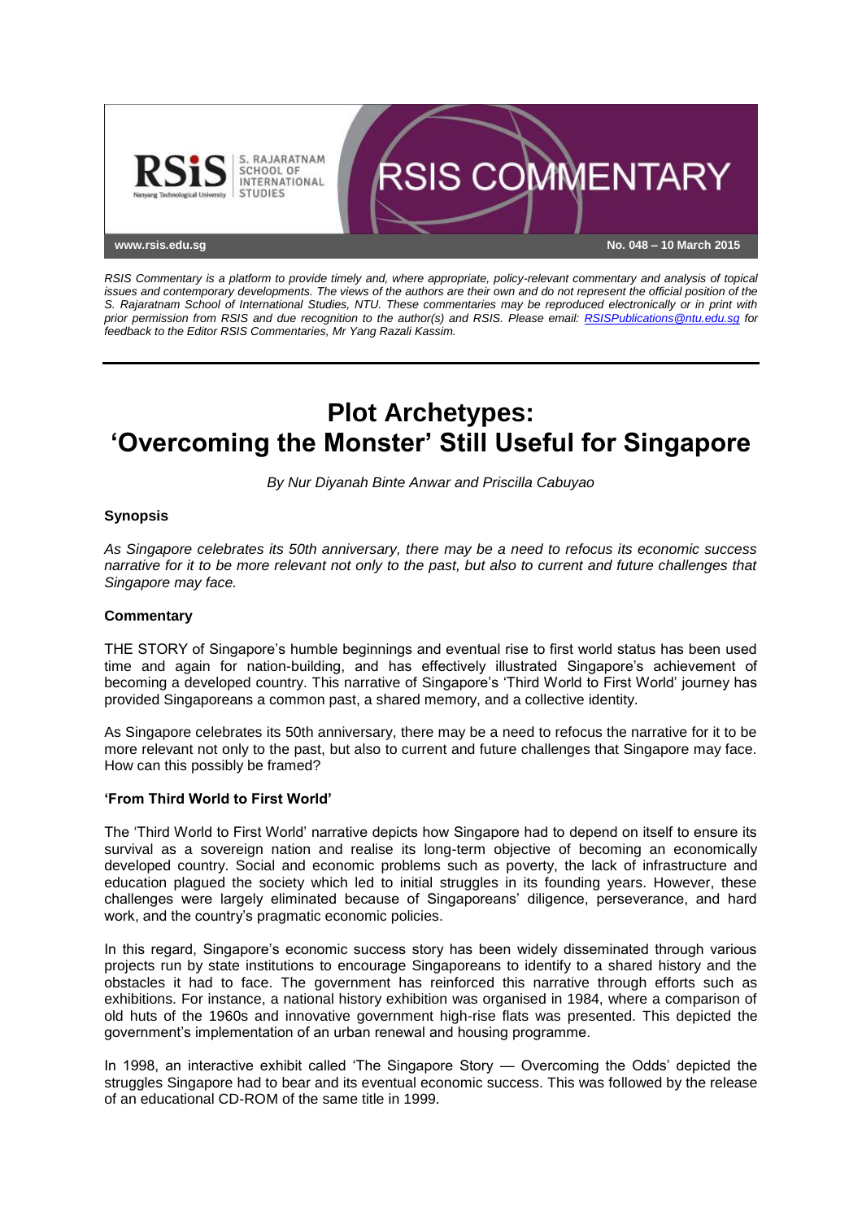**RSIS COMMENTARY**

www.rsis.edu.sg

No. 048 – 10 March 2015

*RSIS Commentary is a platform to provide timely and, where appropriate, policy-relevant commentary and analysis of topical issues and contemporary developments. The views of the authors are their own and do not represent the official position of the S. Rajaratnam School of International Studies, NTU. These commentaries may be reproduced electronically or in print with prior permission from RSIS and due recognition to the author(s) and RSIS. Please email: RSISPublications@ntu.edu.sg for feedback to the Editor RSIS Commentaries, Mr Yang Razali Kassim.*

# Plot Archetypes: 'Overcoming the Monster' Still Useful for Singapore

*By Nur Diyanah Binte Anwar and Priscilla Cabuyao*

### Synopsis

*As Singapore celebrates its 50th anniversary, there may be a need to refocus its economic success narrative for it to be more relevant not only to the past, but also to current and future challenges that Singapore may face.*

### Commentary

THE STORY of Singapore's humble beginnings and eventual rise to first world status has been used time and again for nation-building, and has effectively illustrated Singapore's achievement of becoming a developed country. This narrative of Singapore's 'Third World to First World' journey has provided Singaporeans a common past, a shared memory, and a collective identity.

As Singapore celebrates its 50th anniversary, there may be a need to refocus the narrative for it to be more relevant not only to the past, but also to current and future challenges that Singapore may face. How can this possibly be framed?

### 'From Third World to First World'

The 'Third World to First World' narrative depicts how Singapore had to depend on itself to ensure its survival as a sovereign nation and realise its long-term objective of becoming an economically developed country. Social and economic problems such as poverty, the lack of infrastructure and education plagued the society which led to initial struggles in its founding years. However, these challenges were largely eliminated because of Singaporeans' diligence, perseverance, and hard work, and the country's pragmatic economic policies.

In this regard, Singapore's economic success story has been widely disseminated through various projects run by state institutions to encourage Singaporeans to identify to a shared history and the obstacles it had to face. The government has reinforced this narrative through efforts such as exhibitions. For instance, a national history exhibition was organised in 1984, where a comparison of old huts of the 1960s and innovative government high-rise flats was presented. This depicted the government's implementation of an urban renewal and housing programme.

In 1998, an interactive exhibit called 'The Singapore Story — Overcoming the Odds' depicted the struggles Singapore had to bear and its eventual economic success. This was followed by the release of an educational CD-ROM of the same title in 1999.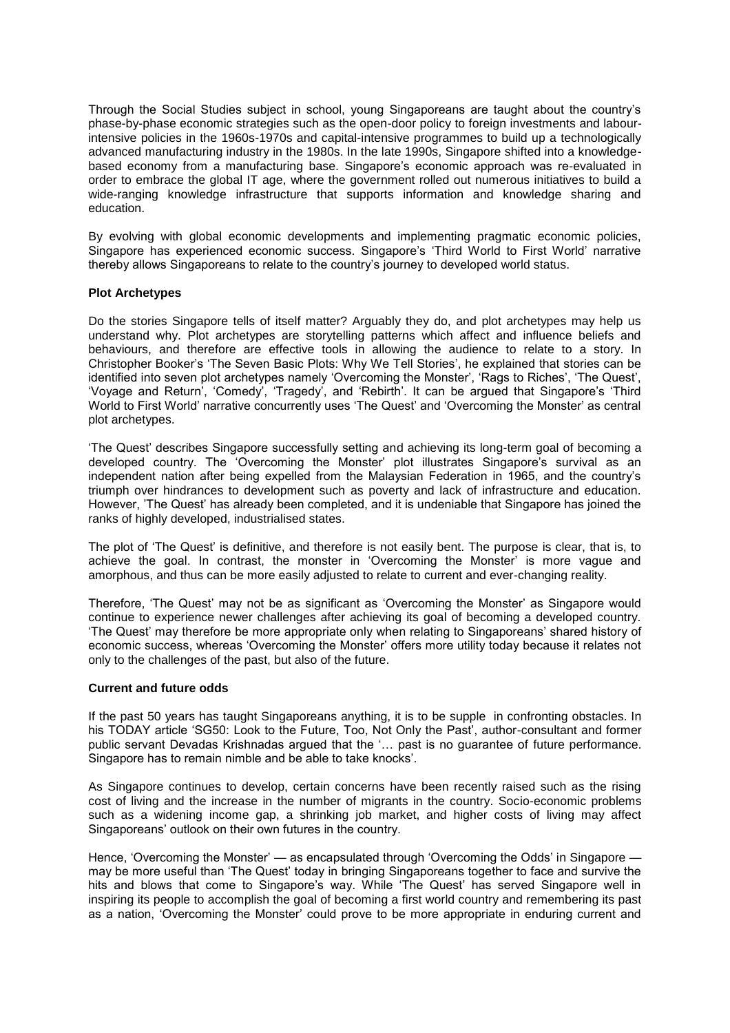Through the Social Studies subject in school, young Singaporeans are taught about the country's phase-by-phase economic strategies such as the open-door policy to foreign investments and labour-intensive policies in the 1960s-1970s and capital-intensive programmes to build up a technologically advanced manufacturing industry in the 1980s. In the late 1990s, Singapore shifted into a knowledge-based economy from a manufacturing base. Singapore's economic approach was re-evaluated in order to embrace the global IT age, where the government rolled out numerous initiatives to build a wide-ranging knowledge infrastructure that supports information and knowledge sharing and education.

By evolving with global economic developments and implementing pragmatic economic policies, Singapore has experienced economic success. Singapore's 'Third World to First World' narrative thereby allows Singaporeans to relate to the country's journey to developed world status.

**Plot Archetypes**

Do the stories Singapore tells of itself matter? Arguably they do, and plot archetypes may help us understand why. Plot archetypes are storytelling patterns which affect and influence beliefs and behaviours, and therefore are effective tools in allowing the audience to relate to a story. In Christopher Booker's 'The Seven Basic Plots: Why We Tell Stories', he explained that stories can be identified into seven plot archetypes namely 'Overcoming the Monster', 'Rags to Riches', 'The Quest', 'Voyage and Return', 'Comedy', 'Tragedy', and 'Rebirth'. It can be argued that Singapore's 'Third World to First World' narrative concurrently uses 'The Quest' and 'Overcoming the Monster' as central plot archetypes.

'The Quest' describes Singapore successfully setting and achieving its long-term goal of becoming a developed country. The 'Overcoming the Monster' plot illustrates Singapore's survival as an independent nation after being expelled from the Malaysian Federation in 1965, and the country's triumph over hindrances to development such as poverty and lack of infrastructure and education. However, 'The Quest' has already been completed, and it is undeniable that Singapore has joined the ranks of highly developed, industrialised states.

The plot of 'The Quest' is definitive, and therefore is not easily bent. The purpose is clear, that is, to achieve the goal. In contrast, the monster in 'Overcoming the Monster' is more vague and amorphous, and thus can be more easily adjusted to relate to current and ever-changing reality.

Therefore, 'The Quest' may not be as significant as 'Overcoming the Monster' as Singapore would continue to experience newer challenges after achieving its goal of becoming a developed country. 'The Quest' may therefore be more appropriate only when relating to Singaporeans' shared history of economic success, whereas 'Overcoming the Monster' offers more utility today because it relates not only to the challenges of the past, but also of the future.

**Current and future odds**

If the past 50 years has taught Singaporeans anything, it is to be supple in confronting obstacles. In his TODAY article 'SG50: Look to the Future, Too, Not Only the Past', author-consultant and former public servant Devadas Krishnadas argued that the '… past is no guarantee of future performance. Singapore has to remain nimble and be able to take knocks'.

As Singapore continues to develop, certain concerns have been recently raised such as the rising cost of living and the increase in the number of migrants in the country. Socio-economic problems such as a widening income gap, a shrinking job market, and higher costs of living may affect Singaporeans' outlook on their own futures in the country.

Hence, 'Overcoming the Monster' — as encapsulated through 'Overcoming the Odds' in Singapore — may be more useful than 'The Quest' today in bringing Singaporeans together to face and survive the hits and blows that come to Singapore's way. While 'The Quest' has served Singapore well in inspiring its people to accomplish the goal of becoming a first world country and remembering its past as a nation, 'Overcoming the Monster' could prove to be more appropriate in enduring current and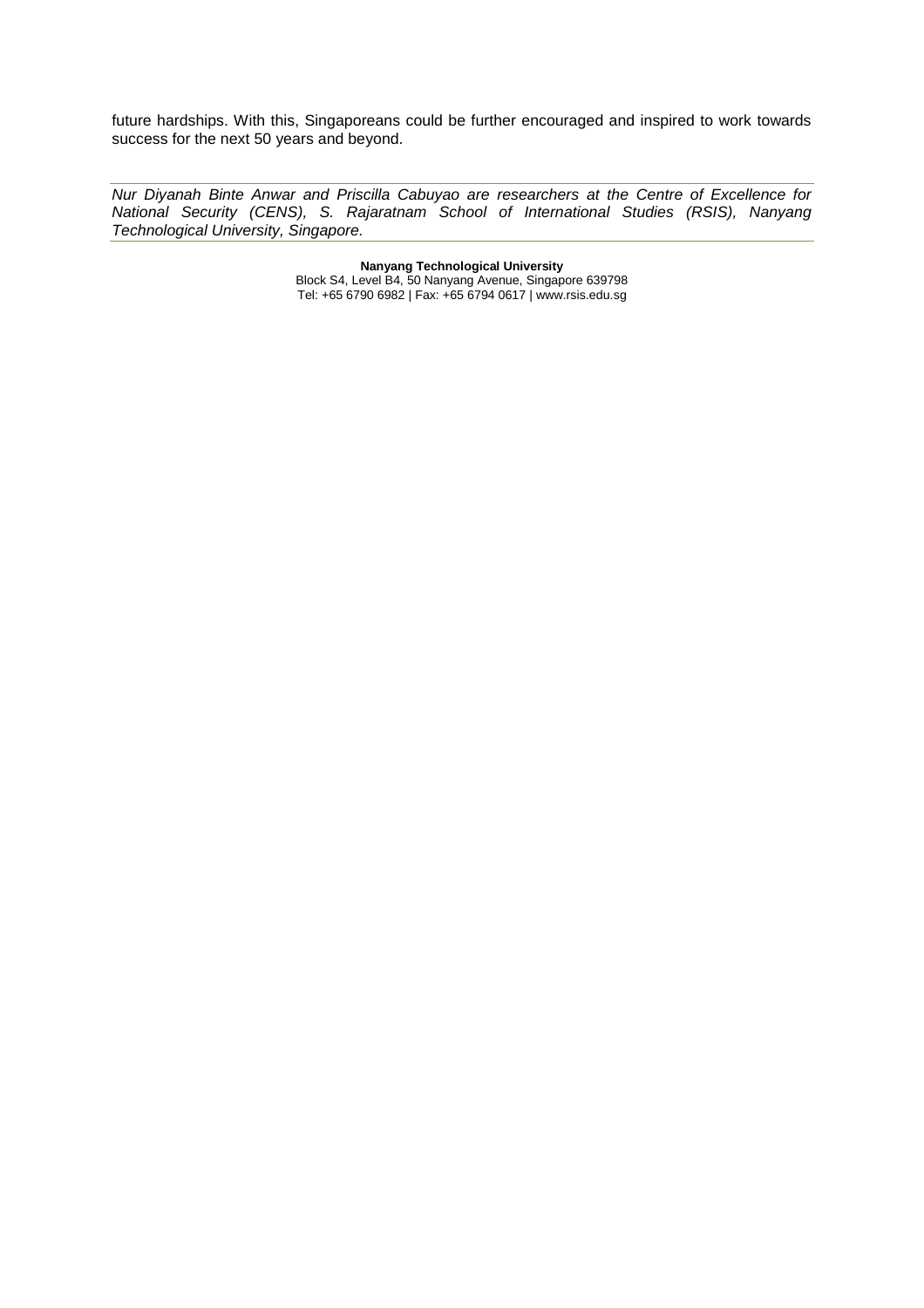future hardships. With this, Singaporeans could be further encouraged and inspired to work towards success for the next 50 years and beyond.

---

*Nur Diyanah Binte Anwar and Priscilla Cabuyao are researchers at the Centre of Excellence for National Security (CENS), S. Rajaratnam School of International Studies (RSIS), Nanyang Technological University, Singapore.*

---

**Nanyang Technological University**
Block S4, Level B4, 50 Nanyang Avenue, Singapore 639798
Tel: +65 6790 6982 | Fax: +65 6794 0617 | www.rsis.edu.sg